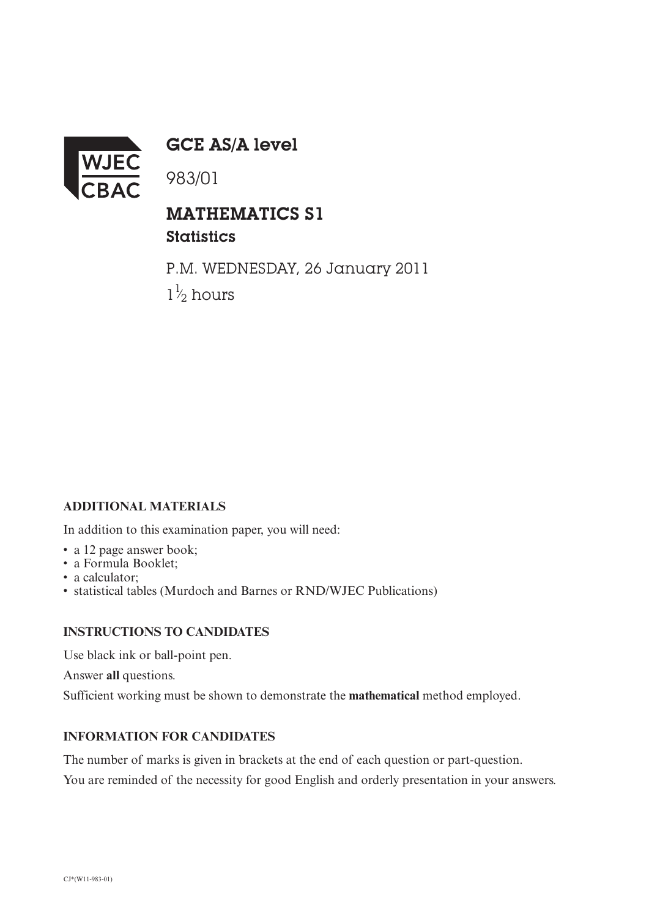WJEC CBAC

# GCE AS/A level

983/01

## MATHEMATICS S1

### Statistics

P.M. WEDNESDAY, 26 January 2011

$1\frac{1}{2}$ hours

**ADDITIONAL MATERIALS**

In addition to this examination paper, you will need:

- a 12 page answer book;
- a Formula Booklet;
- a calculator;
- statistical tables (Murdoch and Barnes or RND/WJEC Publications)

**INSTRUCTIONS TO CANDIDATES**

Use black ink or ball-point pen.

Answer **all** questions.

Sufficient working must be shown to demonstrate the **mathematical** method employed.

**INFORMATION FOR CANDIDATES**

The number of marks is given in brackets at the end of each question or part-question.

You are reminded of the necessity for good English and orderly presentation in your answers.

CJ*(W11-983-01)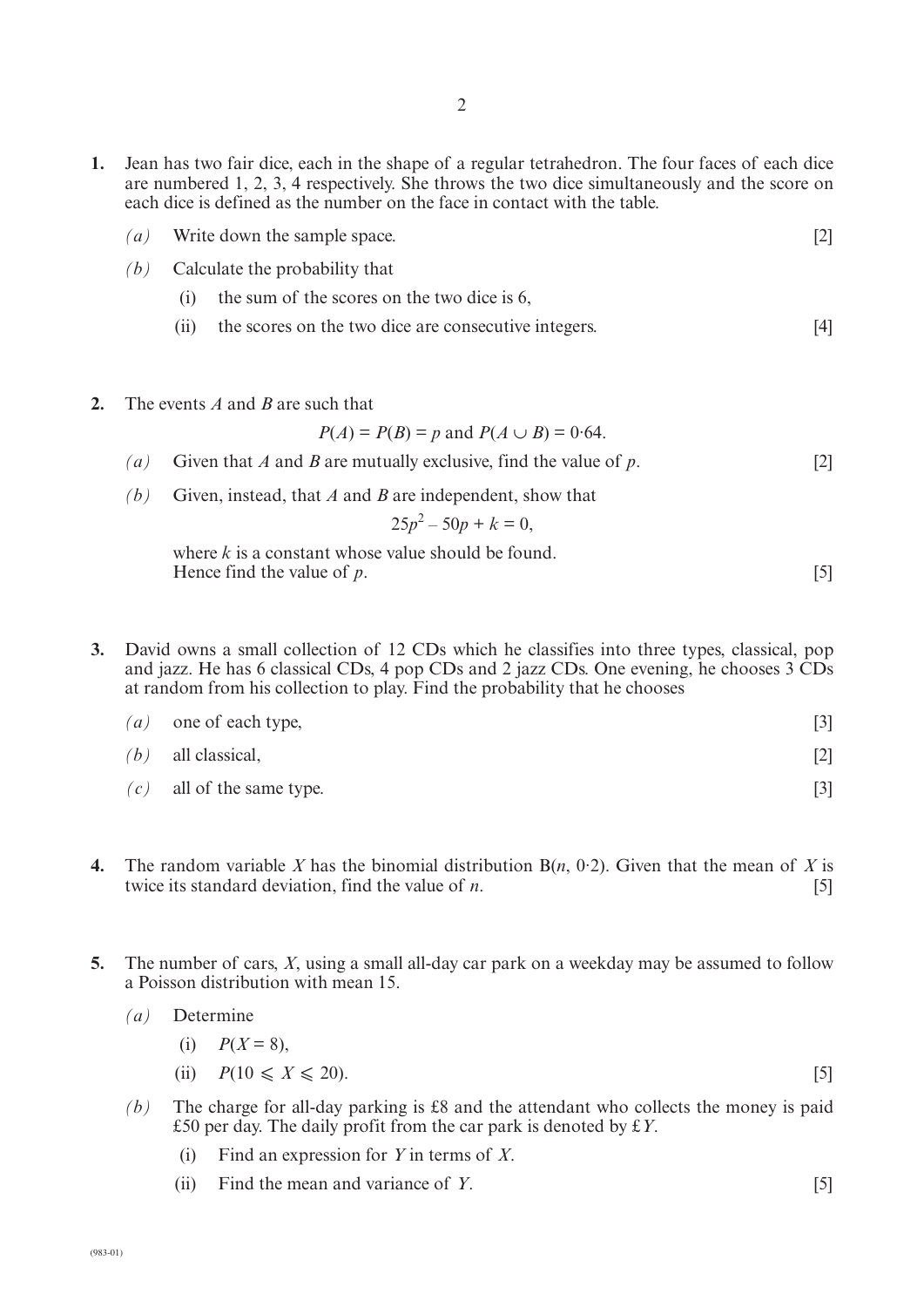1. Jean has two fair dice, each in the shape of a regular tetrahedron. The four faces of each dice are numbered 1, 2, 3, 4 respectively. She throws the two dice simultaneously and the score on each dice is defined as the number on the face in contact with the table.

   *(a)* Write down the sample space. [2]

   *(b)* Calculate the probability that

   (i) the sum of the scores on the two dice is 6,

   (ii) the scores on the two dice are consecutive integers. [4]

2. The events $A$ and $B$ are such that

$$P(A) = P(B) = p \text{ and } P(A \cup B) = 0{\cdot}64.$$

   *(a)* Given that $A$ and $B$ are mutually exclusive, find the value of $p$. [2]

   *(b)* Given, instead, that $A$ and $B$ are independent, show that

$$25p^2 - 50p + k = 0,$$

   where $k$ is a constant whose value should be found.
   Hence find the value of $p$. [5]

3. David owns a small collection of 12 CDs which he classifies into three types, classical, pop and jazz. He has 6 classical CDs, 4 pop CDs and 2 jazz CDs. One evening, he chooses 3 CDs at random from his collection to play. Find the probability that he chooses

   *(a)* one of each type, [3]

   *(b)* all classical, [2]

   *(c)* all of the same type. [3]

4. The random variable $X$ has the binomial distribution $B(n, 0{\cdot}2)$. Given that the mean of $X$ is twice its standard deviation, find the value of $n$. [5]

5. The number of cars, $X$, using a small all-day car park on a weekday may be assumed to follow a Poisson distribution with mean 15.

   *(a)* Determine

   (i) $P(X = 8)$,

   (ii) $P(10 \leqslant X \leqslant 20)$. [5]

   *(b)* The charge for all-day parking is £8 and the attendant who collects the money is paid £50 per day. The daily profit from the car park is denoted by £$Y$.

   (i) Find an expression for $Y$ in terms of $X$.

   (ii) Find the mean and variance of $Y$. [5]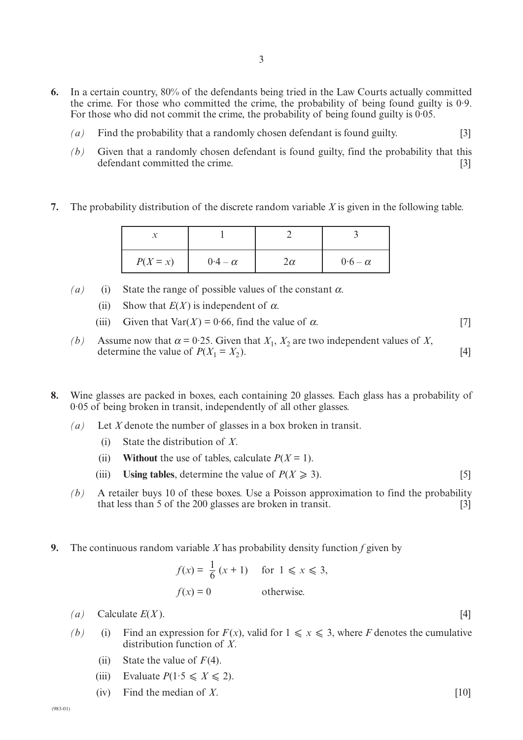**6.** In a certain country, 80% of the defendants being tried in the Law Courts actually committed the crime. For those who committed the crime, the probability of being found guilty is 0·9. For those who did not commit the crime, the probability of being found guilty is 0·05.

*(a)* Find the probability that a randomly chosen defendant is found guilty. [3]

*(b)* Given that a randomly chosen defendant is found guilty, find the probability that this defendant committed the crime. [3]

**7.** The probability distribution of the discrete random variable $X$ is given in the following table.

| $x$ | 1 | 2 | 3 |
|---|---|---|---|
| $P(X = x)$ | $0{\cdot}4 - \alpha$ | $2\alpha$ | $0{\cdot}6 - \alpha$ |

*(a)* (i) State the range of possible values of the constant $\alpha$.

(ii) Show that $E(X)$ is independent of $\alpha$.

(iii) Given that $\text{Var}(X) = 0{\cdot}66$, find the value of $\alpha$. [7]

*(b)* Assume now that $\alpha = 0{\cdot}25$. Given that $X_1$, $X_2$ are two independent values of $X$, determine the value of $P(X_1 = X_2)$. [4]

**8.** Wine glasses are packed in boxes, each containing 20 glasses. Each glass has a probability of 0·05 of being broken in transit, independently of all other glasses.

*(a)* Let $X$ denote the number of glasses in a box broken in transit.

(i) State the distribution of $X$.

(ii) **Without** the use of tables, calculate $P(X = 1)$.

(iii) **Using tables**, determine the value of $P(X \geqslant 3)$. [5]

*(b)* A retailer buys 10 of these boxes. Use a Poisson approximation to find the probability that less than 5 of the 200 glasses are broken in transit. [3]

**9.** The continuous random variable $X$ has probability density function $f$ given by

$$f(x) = \frac{1}{6}(x + 1) \quad \text{for } 1 \leqslant x \leqslant 3,$$

$$f(x) = 0 \quad \text{otherwise.}$$

*(a)* Calculate $E(X)$. [4]

*(b)* (i) Find an expression for $F(x)$, valid for $1 \leqslant x \leqslant 3$, where $F$ denotes the cumulative distribution function of $X$.

(ii) State the value of $F(4)$.

(iii) Evaluate $P(1{\cdot}5 \leqslant X \leqslant 2)$.

(iv) Find the median of $X$. [10]

(983-01)